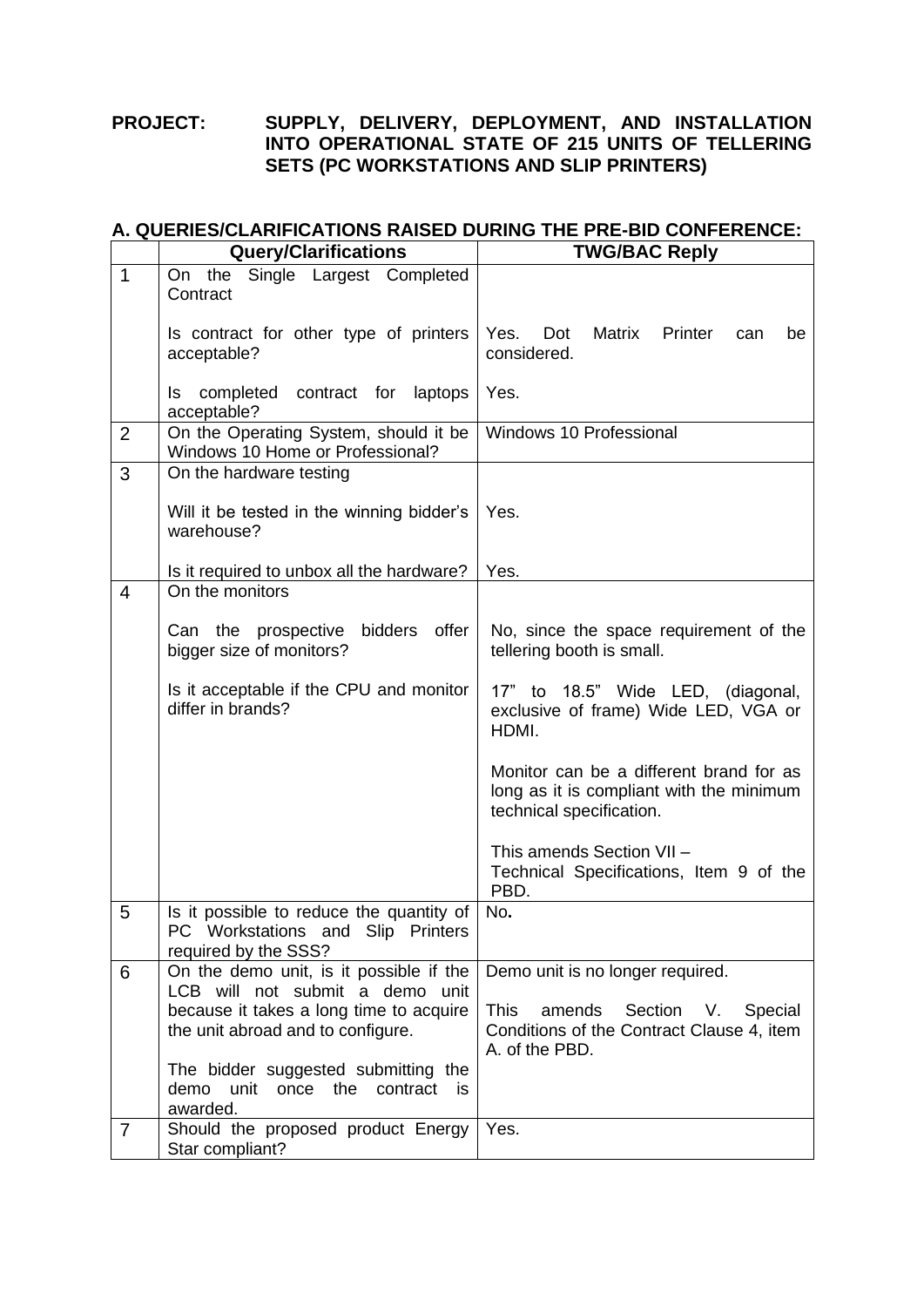**PROJECT:** **SUPPLY, DELIVERY, DEPLOYMENT, AND INSTALLATION INTO OPERATIONAL STATE OF 215 UNITS OF TELLERING SETS (PC WORKSTATIONS AND SLIP PRINTERS)**

## A. QUERIES/CLARIFICATIONS RAISED DURING THE PRE-BID CONFERENCE:

| | Query/Clarifications | TWG/BAC Reply |
|---|---|---|
| 1 | On the Single Largest Completed Contract<br><br>Is contract for other type of printers acceptable?<br><br>Is completed contract for laptops acceptable? | <br><br>Yes. Dot Matrix Printer can be considered.<br><br>Yes. |
| 2 | On the Operating System, should it be Windows 10 Home or Professional? | Windows 10 Professional |
| 3 | On the hardware testing<br><br>Will it be tested in the winning bidder's warehouse?<br><br>Is it required to unbox all the hardware? | <br><br>Yes.<br><br>Yes. |
| 4 | On the monitors<br><br>Can the prospective bidders offer bigger size of monitors?<br><br>Is it acceptable if the CPU and monitor differ in brands? | <br><br>No, since the space requirement of the tellering booth is small.<br><br>17" to 18.5" Wide LED, (diagonal, exclusive of frame) Wide LED, VGA or HDMI.<br><br>Monitor can be a different brand for as long as it is compliant with the minimum technical specification.<br><br>This amends Section VII – Technical Specifications, Item 9 of the PBD. |
| 5 | Is it possible to reduce the quantity of PC Workstations and Slip Printers required by the SSS? | No**.** |
| 6 | On the demo unit, is it possible if the LCB will not submit a demo unit because it takes a long time to acquire the unit abroad and to configure.<br><br>The bidder suggested submitting the demo unit once the contract is awarded. | Demo unit is no longer required.<br><br>This amends Section V. Special Conditions of the Contract Clause 4, item A. of the PBD. |
| 7 | Should the proposed product Energy Star compliant? | Yes. |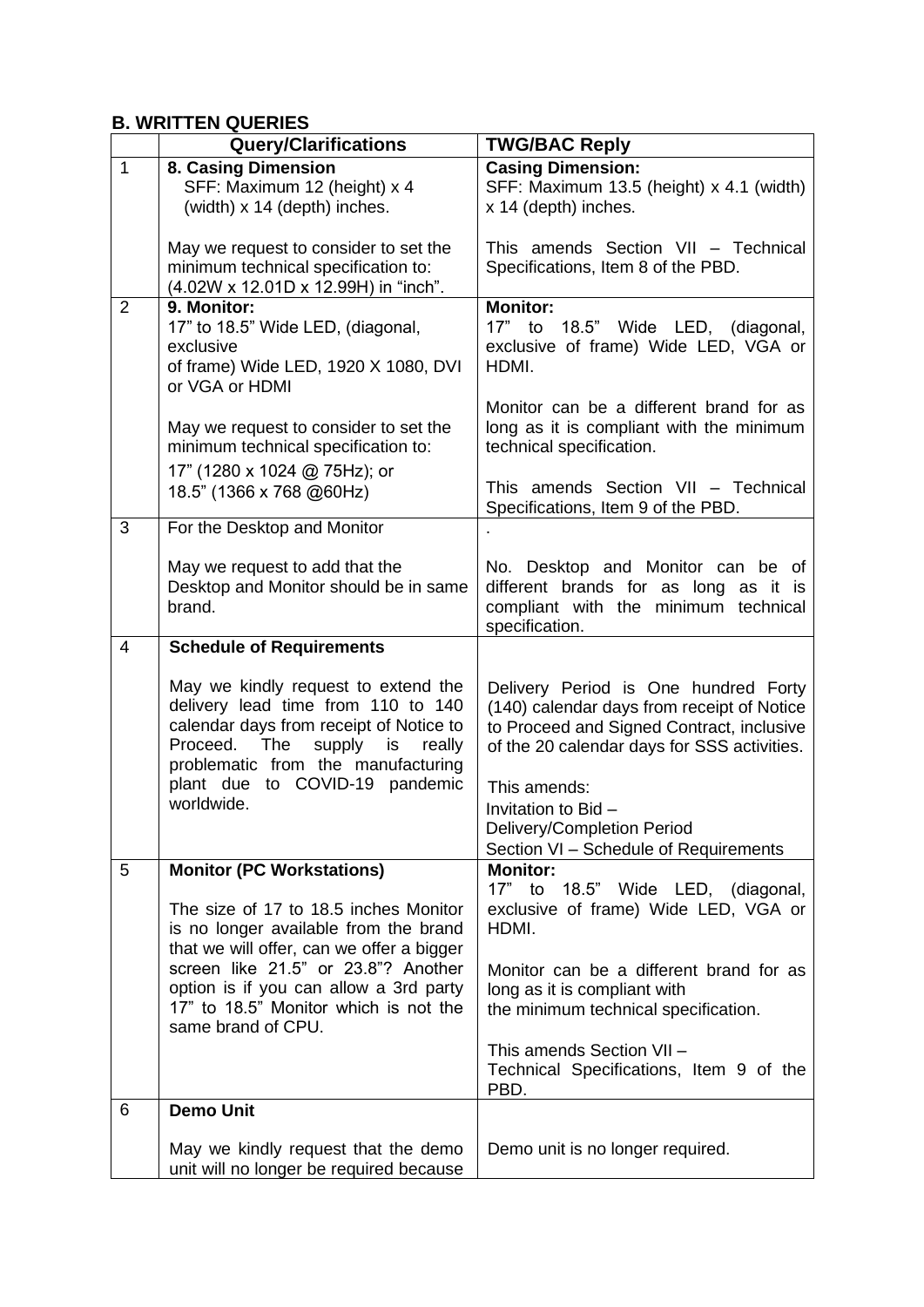## B. WRITTEN QUERIES

| | Query/Clarifications | TWG/BAC Reply |
|---|---|---|
| 1 | **8. Casing Dimension**<br>SFF: Maximum 12 (height) x 4 (width) x 14 (depth) inches.<br><br>May we request to consider to set the minimum technical specification to: (4.02W x 12.01D x 12.99H) in "inch". | **Casing Dimension:**<br>SFF: Maximum 13.5 (height) x 4.1 (width) x 14 (depth) inches.<br><br>This amends Section VII – Technical Specifications, Item 8 of the PBD. |
| 2 | **9. Monitor:**<br>17" to 18.5" Wide LED, (diagonal, exclusive of frame) Wide LED, 1920 X 1080, DVI or VGA or HDMI<br><br>May we request to consider to set the minimum technical specification to:<br>17" (1280 x 1024 @ 75Hz); or<br>18.5" (1366 x 768 @60Hz) | **Monitor:**<br>17" to 18.5" Wide LED, (diagonal, exclusive of frame) Wide LED, VGA or HDMI.<br><br>Monitor can be a different brand for as long as it is compliant with the minimum technical specification.<br><br>This amends Section VII – Technical Specifications, Item 9 of the PBD. |
| 3 | For the Desktop and Monitor<br><br>May we request to add that the Desktop and Monitor should be in same brand. | .<br><br>No. Desktop and Monitor can be of different brands for as long as it is compliant with the minimum technical specification. |
| 4 | **Schedule of Requirements**<br><br>May we kindly request to extend the delivery lead time from 110 to 140 calendar days from receipt of Notice to Proceed. The supply is really problematic from the manufacturing plant due to COVID-19 pandemic worldwide. | Delivery Period is One hundred Forty (140) calendar days from receipt of Notice to Proceed and Signed Contract, inclusive of the 20 calendar days for SSS activities.<br><br>This amends:<br>Invitation to Bid –<br>Delivery/Completion Period<br>Section VI – Schedule of Requirements |
| 5 | **Monitor (PC Workstations)**<br><br>The size of 17 to 18.5 inches Monitor is no longer available from the brand that we will offer, can we offer a bigger screen like 21.5" or 23.8"? Another option is if you can allow a 3rd party 17" to 18.5" Monitor which is not the same brand of CPU. | **Monitor:**<br>17" to 18.5" Wide LED, (diagonal, exclusive of frame) Wide LED, VGA or HDMI.<br><br>Monitor can be a different brand for as long as it is compliant with the minimum technical specification.<br><br>This amends Section VII – Technical Specifications, Item 9 of the PBD. |
| 6 | **Demo Unit**<br><br>May we kindly request that the demo unit will no longer be required because | Demo unit is no longer required. |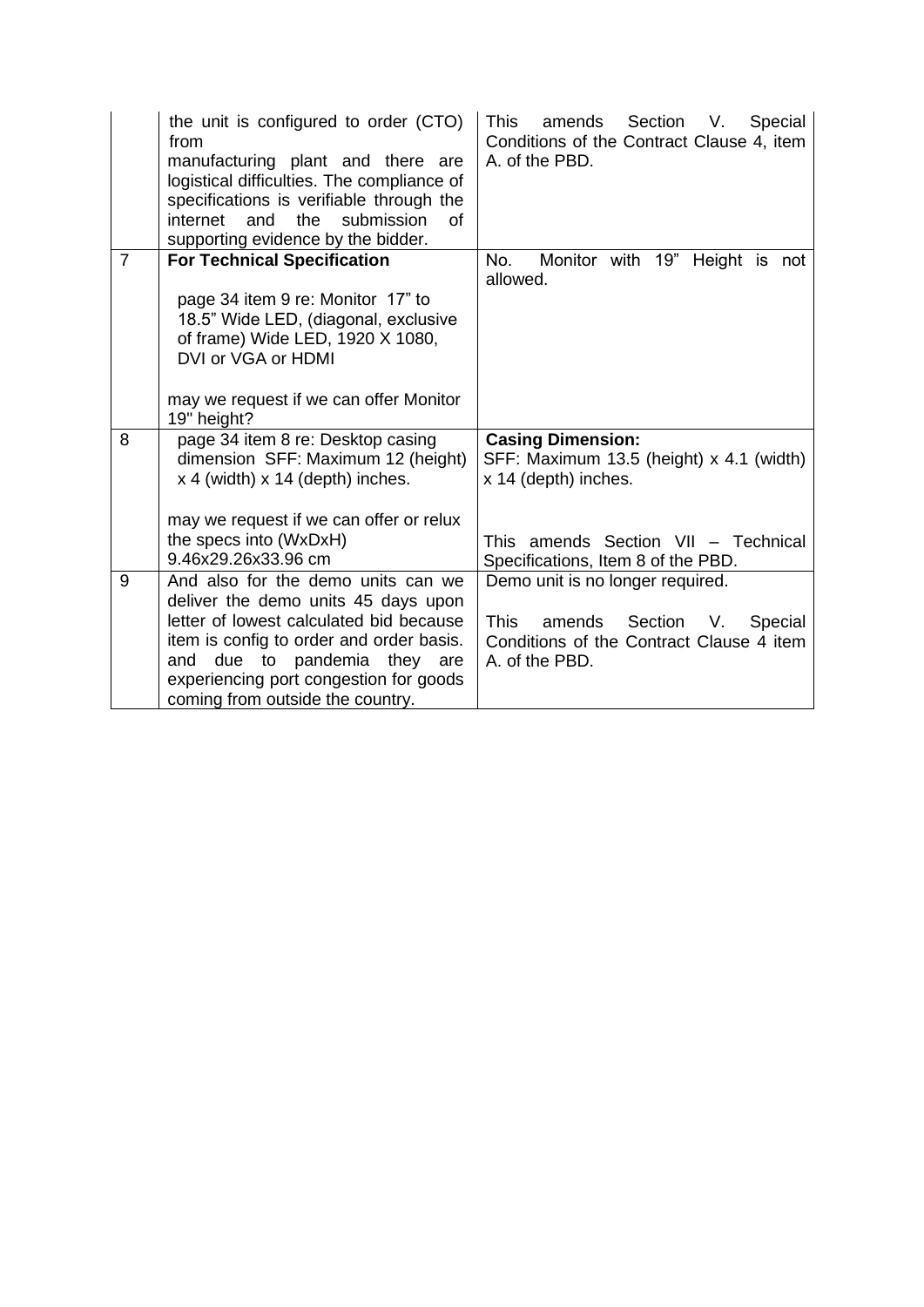| | | |
|---|---|---|
| | the unit is configured to order (CTO) from manufacturing plant and there are logistical difficulties. The compliance of specifications is verifiable through the internet and the submission of supporting evidence by the bidder. | This amends Section V. Special Conditions of the Contract Clause 4, item A. of the PBD. |
| 7 | **For Technical Specification**<br><br>page 34 item 9 re: Monitor 17" to 18.5" Wide LED, (diagonal, exclusive of frame) Wide LED, 1920 X 1080, DVI or VGA or HDMI<br><br>may we request if we can offer Monitor 19" height? | No. Monitor with 19" Height is not allowed. |
| 8 | page 34 item 8 re: Desktop casing dimension SFF: Maximum 12 (height) x 4 (width) x 14 (depth) inches.<br><br>may we request if we can offer or relux the specs into (WxDxH) 9.46x29.26x33.96 cm | **Casing Dimension:**<br>SFF: Maximum 13.5 (height) x 4.1 (width) x 14 (depth) inches.<br><br>This amends Section VII – Technical Specifications, Item 8 of the PBD. |
| 9 | And also for the demo units can we deliver the demo units 45 days upon letter of lowest calculated bid because item is config to order and order basis. and due to pandemia they are experiencing port congestion for goods coming from outside the country. | Demo unit is no longer required.<br><br>This amends Section V. Special Conditions of the Contract Clause 4 item A. of the PBD. |